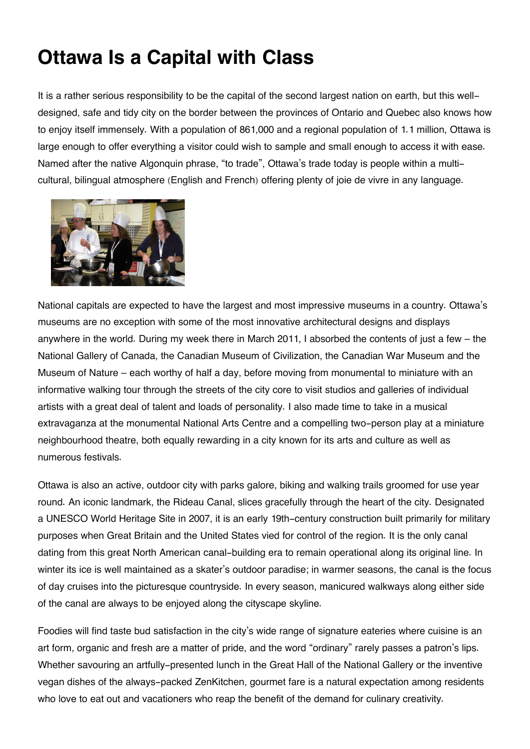# Ottawa Is a Capital with Class

It is a rather serious responsibility to be the capital of the second largest nation on earth, but this well-designed, safe and tidy city on the border between the provinces of Ontario and Quebec also knows how to enjoy itself immensely. With a population of 861,000 and a regional population of 1.1 million, Ottawa is large enough to offer everything a visitor could wish to sample and small enough to access it with ease. Named after the native Algonquin phrase, "to trade", Ottawa's trade today is people within a multi-cultural, bilingual atmosphere (English and French) offering plenty of joie de vivre in any language.

National capitals are expected to have the largest and most impressive museums in a country. Ottawa's museums are no exception with some of the most innovative architectural designs and displays anywhere in the world. During my week there in March 2011, I absorbed the contents of just a few – the National Gallery of Canada, the Canadian Museum of Civilization, the Canadian War Museum and the Museum of Nature – each worthy of half a day, before moving from monumental to miniature with an informative walking tour through the streets of the city core to visit studios and galleries of individual artists with a great deal of talent and loads of personality. I also made time to take in a musical extravaganza at the monumental National Arts Centre and a compelling two-person play at a miniature neighbourhood theatre, both equally rewarding in a city known for its arts and culture as well as numerous festivals.

Ottawa is also an active, outdoor city with parks galore, biking and walking trails groomed for use year round. An iconic landmark, the Rideau Canal, slices gracefully through the heart of the city. Designated a UNESCO World Heritage Site in 2007, it is an early 19th-century construction built primarily for military purposes when Great Britain and the United States vied for control of the region. It is the only canal dating from this great North American canal-building era to remain operational along its original line. In winter its ice is well maintained as a skater's outdoor paradise; in warmer seasons, the canal is the focus of day cruises into the picturesque countryside. In every season, manicured walkways along either side of the canal are always to be enjoyed along the cityscape skyline.

Foodies will find taste bud satisfaction in the city's wide range of signature eateries where cuisine is an art form, organic and fresh are a matter of pride, and the word "ordinary" rarely passes a patron's lips. Whether savouring an artfully-presented lunch in the Great Hall of the National Gallery or the inventive vegan dishes of the always-packed ZenKitchen, gourmet fare is a natural expectation among residents who love to eat out and vacationers who reap the benefit of the demand for culinary creativity.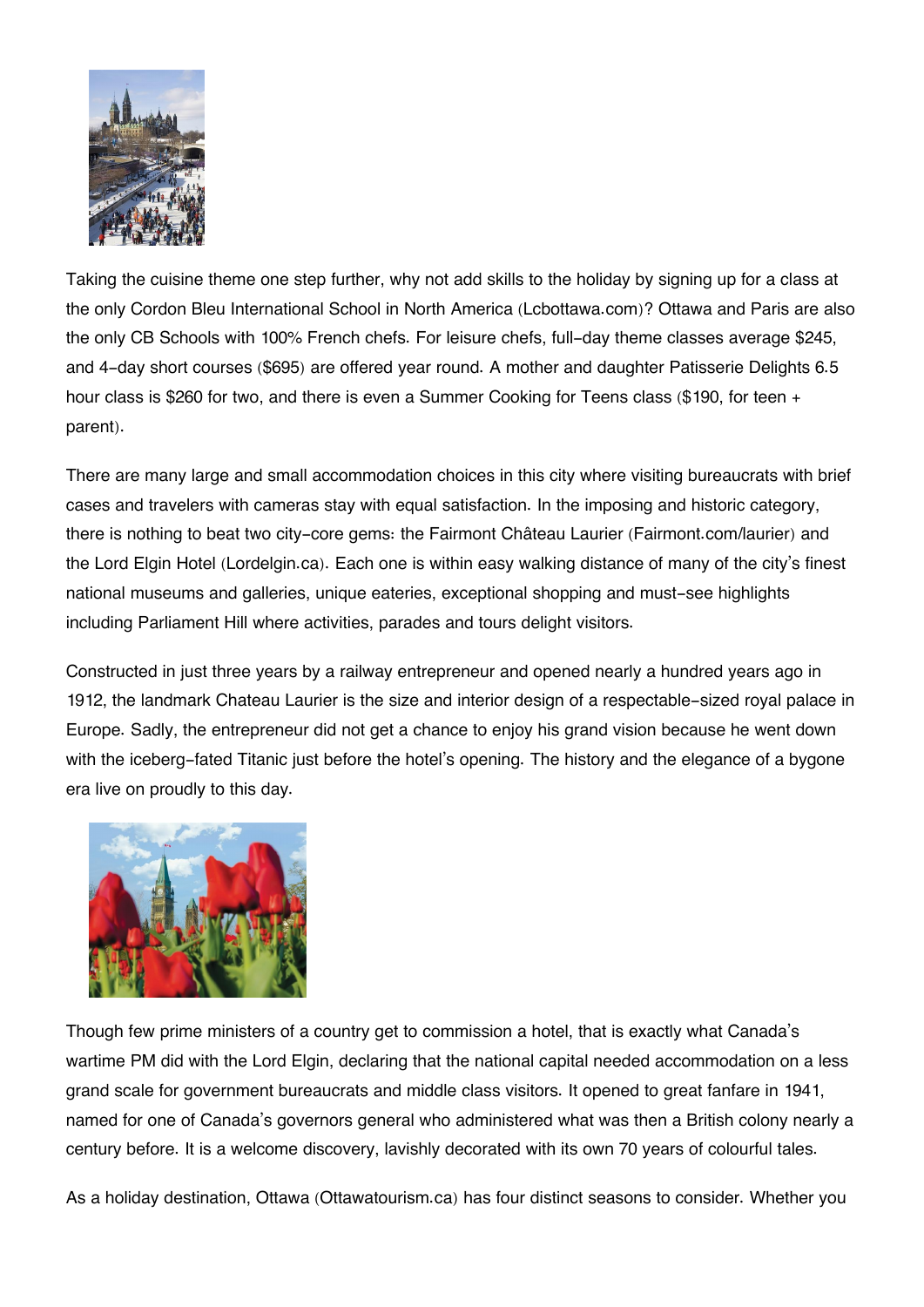Taking the cuisine theme one step further, why not add skills to the holiday by signing up for a class at the only Cordon Bleu International School in North America (Lcbottawa.com)? Ottawa and Paris are also the only CB Schools with 100% French chefs. For leisure chefs, full-day theme classes average $245, and 4-day short courses ($695) are offered year round. A mother and daughter Patisserie Delights 6.5 hour class is $260 for two, and there is even a Summer Cooking for Teens class ($190, for teen + parent).

There are many large and small accommodation choices in this city where visiting bureaucrats with brief cases and travelers with cameras stay with equal satisfaction. In the imposing and historic category, there is nothing to beat two city-core gems: the Fairmont Château Laurier (Fairmont.com/laurier) and the Lord Elgin Hotel (Lordelgin.ca). Each one is within easy walking distance of many of the city's finest national museums and galleries, unique eateries, exceptional shopping and must-see highlights including Parliament Hill where activities, parades and tours delight visitors.

Constructed in just three years by a railway entrepreneur and opened nearly a hundred years ago in 1912, the landmark Chateau Laurier is the size and interior design of a respectable-sized royal palace in Europe. Sadly, the entrepreneur did not get a chance to enjoy his grand vision because he went down with the iceberg-fated Titanic just before the hotel's opening. The history and the elegance of a bygone era live on proudly to this day.

Though few prime ministers of a country get to commission a hotel, that is exactly what Canada's wartime PM did with the Lord Elgin, declaring that the national capital needed accommodation on a less grand scale for government bureaucrats and middle class visitors. It opened to great fanfare in 1941, named for one of Canada's governors general who administered what was then a British colony nearly a century before. It is a welcome discovery, lavishly decorated with its own 70 years of colourful tales.

As a holiday destination, Ottawa (Ottawatourism.ca) has four distinct seasons to consider. Whether you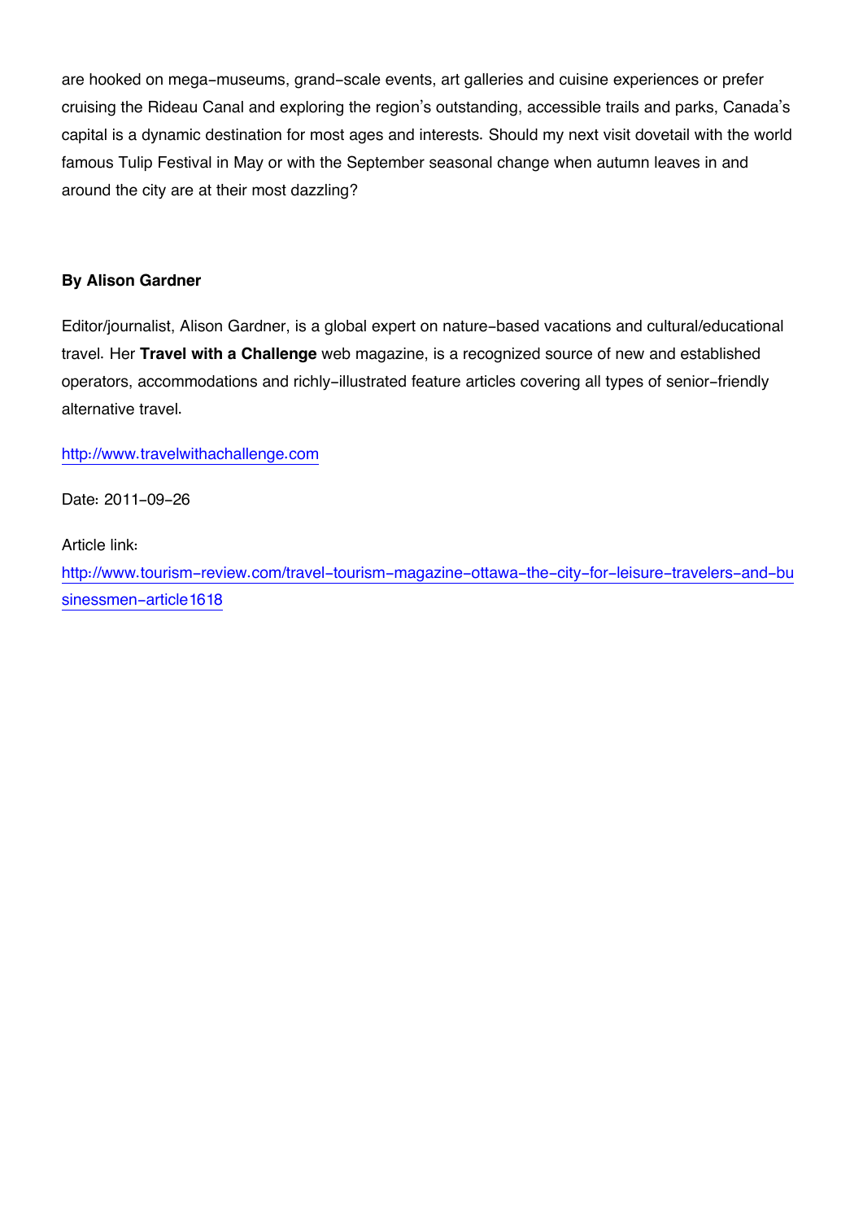are hooked on mega-museums, grand-scale events, art galleries and cuisine experiences or prefer cruising the Rideau Canal and exploring the region's outstanding, accessible trails and parks, Canada's capital is a dynamic destination for most ages and interests. Should my next visit dovetail with the world famous Tulip Festival in May or with the September seasonal change when autumn leaves in and around the city are at their most dazzling?

**By Alison Gardner**

Editor/journalist, Alison Gardner, is a global expert on nature-based vacations and cultural/educational travel. Her **Travel with a Challenge** web magazine, is a recognized source of new and established operators, accommodations and richly-illustrated feature articles covering all types of senior-friendly alternative travel.

http://www.travelwithachallenge.com

Date: 2011-09-26

Article link:
http://www.tourism-review.com/travel-tourism-magazine-ottawa-the-city-for-leisure-travelers-and-businessmen-article1618